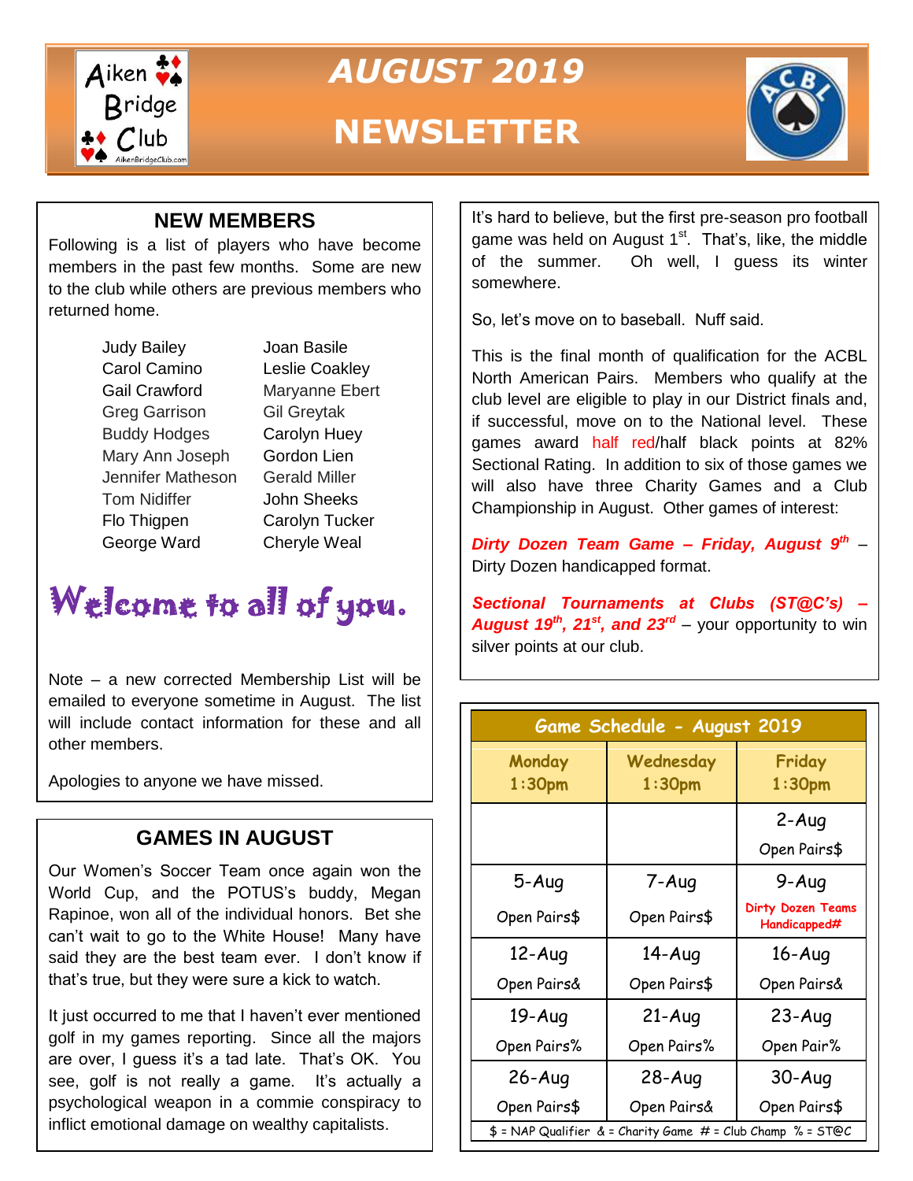# AUGUST 2019 NEWSLETTER

## NEW MEMBERS

Following is a list of players who have become members in the past few months. Some are new to the club while others are previous members who returned home.

| | |
|---|---|
| Judy Bailey | Joan Basile |
| Carol Camino | Leslie Coakley |
| Gail Crawford | Maryanne Ebert |
| Greg Garrison | Gil Greytak |
| Buddy Hodges | Carolyn Huey |
| Mary Ann Joseph | Gordon Lien |
| Jennifer Matheson | Gerald Miller |
| Tom Nidiffer | John Sheeks |
| Flo Thigpen | Carolyn Tucker |
| George Ward | Cheryle Weal |

**Welcome to all of you.**

Note – a new corrected Membership List will be emailed to everyone sometime in August. The list will include contact information for these and all other members.

Apologies to anyone we have missed.

## GAMES IN AUGUST

Our Women's Soccer Team once again won the World Cup, and the POTUS's buddy, Megan Rapinoe, won all of the individual honors. Bet she can't wait to go to the White House! Many have said they are the best team ever. I don't know if that's true, but they were sure a kick to watch.

It just occurred to me that I haven't ever mentioned golf in my games reporting. Since all the majors are over, I guess it's a tad late. That's OK. You see, golf is not really a game. It's actually a psychological weapon in a commie conspiracy to inflict emotional damage on wealthy capitalists.

It's hard to believe, but the first pre-season pro football game was held on August 1st. That's, like, the middle of the summer. Oh well, I guess its winter somewhere.

So, let's move on to baseball. Nuff said.

This is the final month of qualification for the ACBL North American Pairs. Members who qualify at the club level are eligible to play in our District finals and, if successful, move on to the National level. These games award half red/half black points at 82% Sectional Rating. In addition to six of those games we will also have three Charity Games and a Club Championship in August. Other games of interest:

***Dirty Dozen Team Game – Friday, August 9th*** – Dirty Dozen handicapped format.

***Sectional Tournaments at Clubs (ST@C's) – August 19th, 21st, and 23rd*** – your opportunity to win silver points at our club.

| Game Schedule - August 2019 | | |
|---|---|---|
| **Monday 1:30pm** | **Wednesday 1:30pm** | **Friday 1:30pm** |
| | | 2-Aug Open Pairs$ |
| 5-Aug Open Pairs$ | 7-Aug Open Pairs$ | 9-Aug Dirty Dozen Teams Handicapped# |
| 12-Aug Open Pairs& | 14-Aug Open Pairs$ | 16-Aug Open Pairs& |
| 19-Aug Open Pairs% | 21-Aug Open Pairs% | 23-Aug Open Pair% |
| 26-Aug Open Pairs$ | 28-Aug Open Pairs& | 30-Aug Open Pairs$ |
| $ = NAP Qualifier & = Charity Game # = Club Champ % = ST@C | | |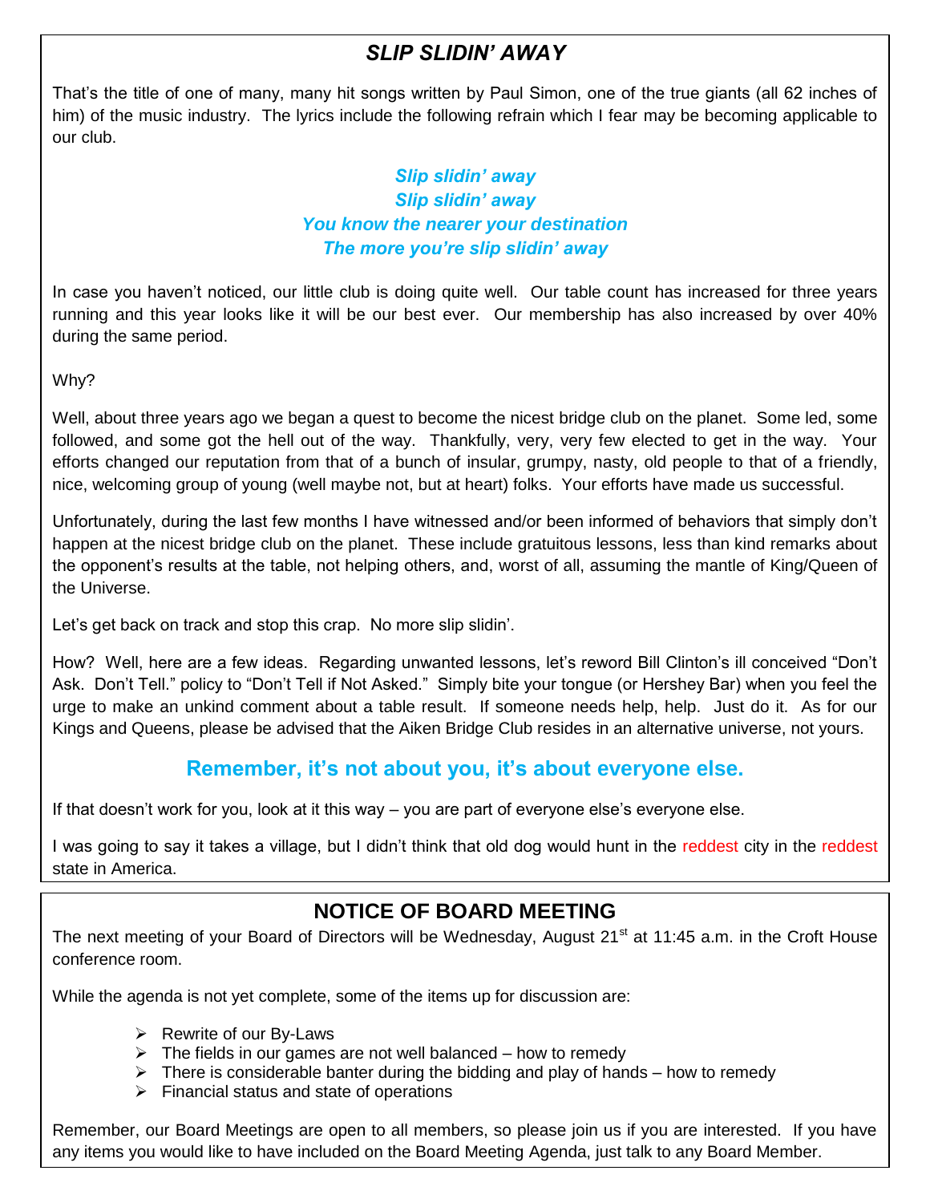## *SLIP SLIDIN' AWAY*

That's the title of one of many, many hit songs written by Paul Simon, one of the true giants (all 62 inches of him) of the music industry. The lyrics include the following refrain which I fear may be becoming applicable to our club.

***Slip slidin' away***
***Slip slidin' away***
***You know the nearer your destination***
***The more you're slip slidin' away***

In case you haven't noticed, our little club is doing quite well. Our table count has increased for three years running and this year looks like it will be our best ever. Our membership has also increased by over 40% during the same period.

Why?

Well, about three years ago we began a quest to become the nicest bridge club on the planet. Some led, some followed, and some got the hell out of the way. Thankfully, very, very few elected to get in the way. Your efforts changed our reputation from that of a bunch of insular, grumpy, nasty, old people to that of a friendly, nice, welcoming group of young (well maybe not, but at heart) folks. Your efforts have made us successful.

Unfortunately, during the last few months I have witnessed and/or been informed of behaviors that simply don't happen at the nicest bridge club on the planet. These include gratuitous lessons, less than kind remarks about the opponent's results at the table, not helping others, and, worst of all, assuming the mantle of King/Queen of the Universe.

Let's get back on track and stop this crap. No more slip slidin'.

How? Well, here are a few ideas. Regarding unwanted lessons, let's reword Bill Clinton's ill conceived "Don't Ask. Don't Tell." policy to "Don't Tell if Not Asked." Simply bite your tongue (or Hershey Bar) when you feel the urge to make an unkind comment about a table result. If someone needs help, help. Just do it. As for our Kings and Queens, please be advised that the Aiken Bridge Club resides in an alternative universe, not yours.

### Remember, it's not about you, it's about everyone else.

If that doesn't work for you, look at it this way – you are part of everyone else's everyone else.

I was going to say it takes a village, but I didn't think that old dog would hunt in the reddest city in the reddest state in America.

## NOTICE OF BOARD MEETING

The next meeting of your Board of Directors will be Wednesday, August 21st at 11:45 a.m. in the Croft House conference room.

While the agenda is not yet complete, some of the items up for discussion are:

- Rewrite of our By-Laws
- The fields in our games are not well balanced – how to remedy
- There is considerable banter during the bidding and play of hands – how to remedy
- Financial status and state of operations

Remember, our Board Meetings are open to all members, so please join us if you are interested. If you have any items you would like to have included on the Board Meeting Agenda, just talk to any Board Member.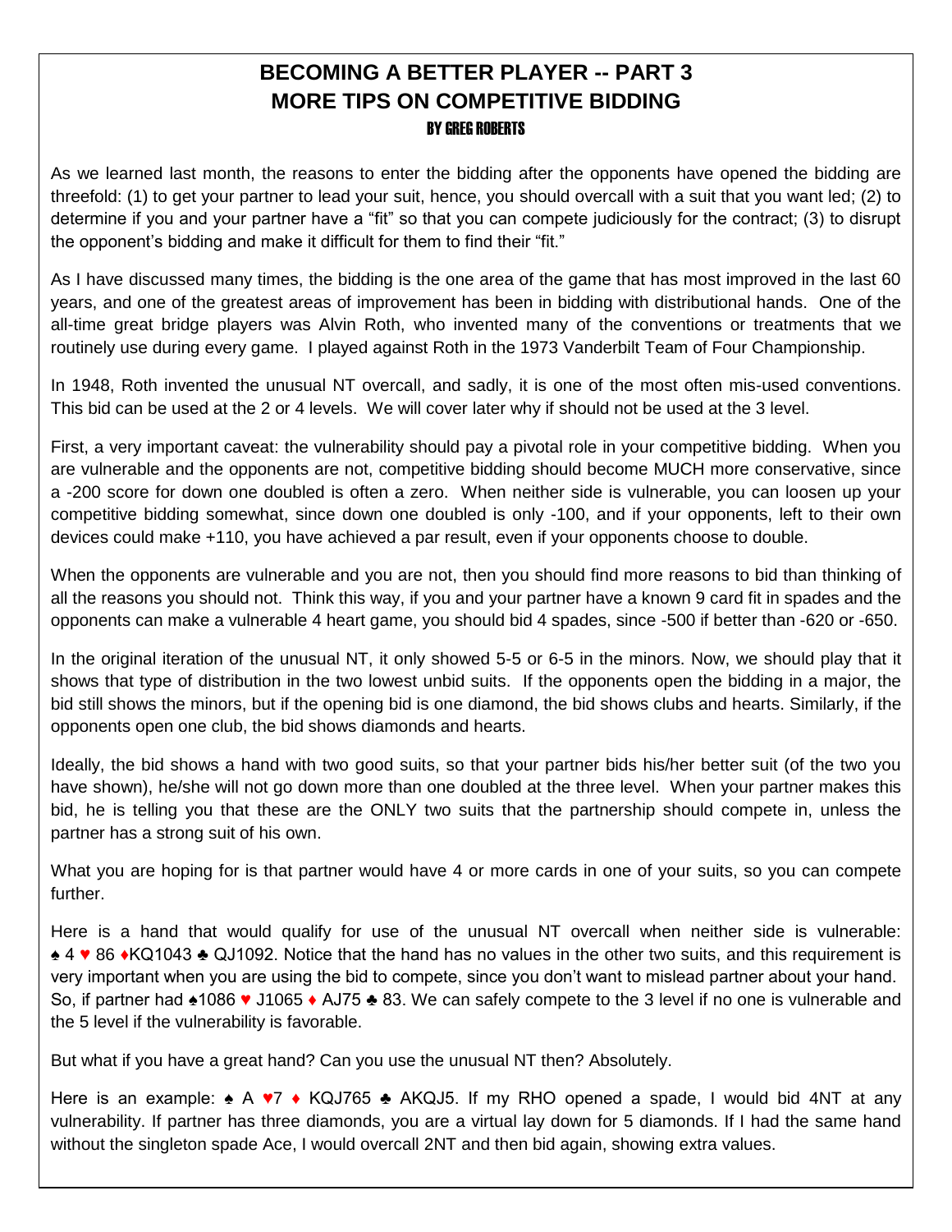## BECOMING A BETTER PLAYER -- PART 3
## MORE TIPS ON COMPETITIVE BIDDING
### BY GREG ROBERTS

As we learned last month, the reasons to enter the bidding after the opponents have opened the bidding are threefold: (1) to get your partner to lead your suit, hence, you should overcall with a suit that you want led; (2) to determine if you and your partner have a "fit" so that you can compete judiciously for the contract; (3) to disrupt the opponent's bidding and make it difficult for them to find their "fit."

As I have discussed many times, the bidding is the one area of the game that has most improved in the last 60 years, and one of the greatest areas of improvement has been in bidding with distributional hands. One of the all-time great bridge players was Alvin Roth, who invented many of the conventions or treatments that we routinely use during every game. I played against Roth in the 1973 Vanderbilt Team of Four Championship.

In 1948, Roth invented the unusual NT overcall, and sadly, it is one of the most often mis-used conventions. This bid can be used at the 2 or 4 levels. We will cover later why if should not be used at the 3 level.

First, a very important caveat: the vulnerability should pay a pivotal role in your competitive bidding. When you are vulnerable and the opponents are not, competitive bidding should become MUCH more conservative, since a -200 score for down one doubled is often a zero. When neither side is vulnerable, you can loosen up your competitive bidding somewhat, since down one doubled is only -100, and if your opponents, left to their own devices could make +110, you have achieved a par result, even if your opponents choose to double.

When the opponents are vulnerable and you are not, then you should find more reasons to bid than thinking of all the reasons you should not. Think this way, if you and your partner have a known 9 card fit in spades and the opponents can make a vulnerable 4 heart game, you should bid 4 spades, since -500 if better than -620 or -650.

In the original iteration of the unusual NT, it only showed 5-5 or 6-5 in the minors. Now, we should play that it shows that type of distribution in the two lowest unbid suits. If the opponents open the bidding in a major, the bid still shows the minors, but if the opening bid is one diamond, the bid shows clubs and hearts. Similarly, if the opponents open one club, the bid shows diamonds and hearts.

Ideally, the bid shows a hand with two good suits, so that your partner bids his/her better suit (of the two you have shown), he/she will not go down more than one doubled at the three level. When your partner makes this bid, he is telling you that these are the ONLY two suits that the partnership should compete in, unless the partner has a strong suit of his own.

What you are hoping for is that partner would have 4 or more cards in one of your suits, so you can compete further.

Here is a hand that would qualify for use of the unusual NT overcall when neither side is vulnerable: ♠ 4 ♥ 86 ♦KQ1043 ♣ QJ1092. Notice that the hand has no values in the other two suits, and this requirement is very important when you are using the bid to compete, since you don't want to mislead partner about your hand. So, if partner had ♠1086 ♥ J1065 ♦ AJ75 ♣ 83. We can safely compete to the 3 level if no one is vulnerable and the 5 level if the vulnerability is favorable.

But what if you have a great hand? Can you use the unusual NT then? Absolutely.

Here is an example: ♠ A ♥7 ♦ KQJ765 ♣ AKQJ5. If my RHO opened a spade, I would bid 4NT at any vulnerability. If partner has three diamonds, you are a virtual lay down for 5 diamonds. If I had the same hand without the singleton spade Ace, I would overcall 2NT and then bid again, showing extra values.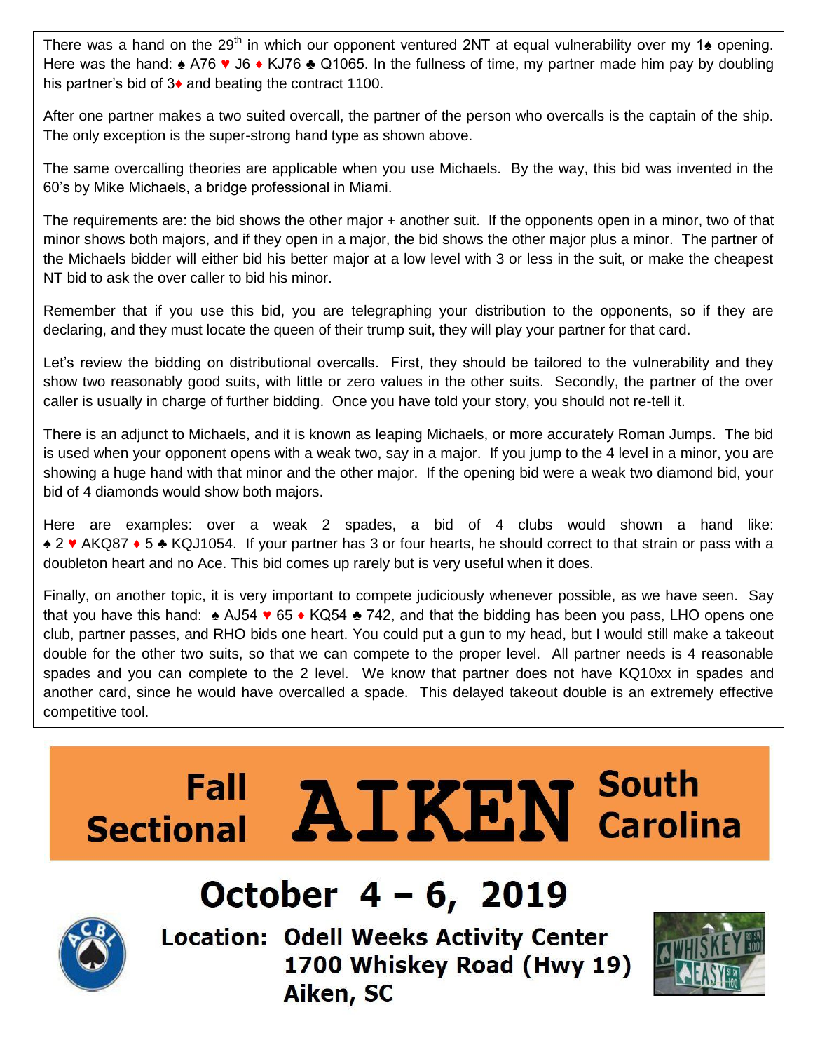There was a hand on the 29th in which our opponent ventured 2NT at equal vulnerability over my 1♠ opening. Here was the hand: ♠ A76 ♥ J6 ♦ KJ76 ♣ Q1065. In the fullness of time, my partner made him pay by doubling his partner's bid of 3♦ and beating the contract 1100.

After one partner makes a two suited overcall, the partner of the person who overcalls is the captain of the ship. The only exception is the super-strong hand type as shown above.

The same overcalling theories are applicable when you use Michaels. By the way, this bid was invented in the 60's by Mike Michaels, a bridge professional in Miami.

The requirements are: the bid shows the other major + another suit. If the opponents open in a minor, two of that minor shows both majors, and if they open in a major, the bid shows the other major plus a minor. The partner of the Michaels bidder will either bid his better major at a low level with 3 or less in the suit, or make the cheapest NT bid to ask the over caller to bid his minor.

Remember that if you use this bid, you are telegraphing your distribution to the opponents, so if they are declaring, and they must locate the queen of their trump suit, they will play your partner for that card.

Let's review the bidding on distributional overcalls. First, they should be tailored to the vulnerability and they show two reasonably good suits, with little or zero values in the other suits. Secondly, the partner of the over caller is usually in charge of further bidding. Once you have told your story, you should not re-tell it.

There is an adjunct to Michaels, and it is known as leaping Michaels, or more accurately Roman Jumps. The bid is used when your opponent opens with a weak two, say in a major. If you jump to the 4 level in a minor, you are showing a huge hand with that minor and the other major. If the opening bid were a weak two diamond bid, your bid of 4 diamonds would show both majors.

Here are examples: over a weak 2 spades, a bid of 4 clubs would shown a hand like: ♠ 2 ♥ AKQ87 ♦ 5 ♣ KQJ1054. If your partner has 3 or four hearts, he should correct to that strain or pass with a doubleton heart and no Ace. This bid comes up rarely but is very useful when it does.

Finally, on another topic, it is very important to compete judiciously whenever possible, as we have seen. Say that you have this hand: ♠ AJ54 ♥ 65 ♦ KQ54 ♣ 742, and that the bidding has been you pass, LHO opens one club, partner passes, and RHO bids one heart. You could put a gun to my head, but I would still make a takeout double for the other two suits, so that we can compete to the proper level. All partner needs is 4 reasonable spades and you can complete to the 2 level. We know that partner does not have KQ10xx in spades and another card, since he would have overcalled a spade. This delayed takeout double is an extremely effective competitive tool.

# Fall Sectional AIKEN South Carolina

## October 4 – 6, 2019

**Location: Odell Weeks Activity Center**
**1700 Whiskey Road (Hwy 19)**
**Aiken, SC**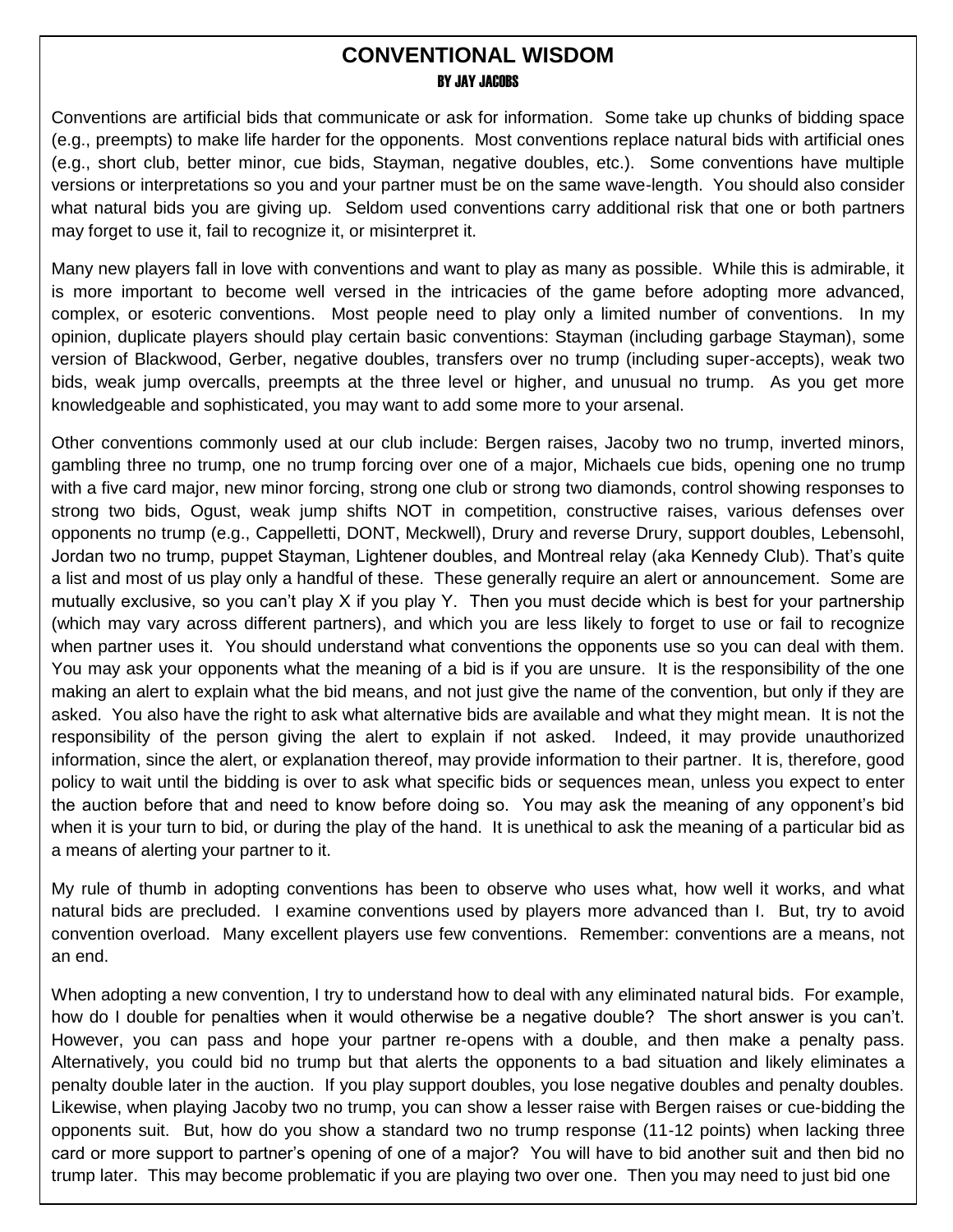# CONVENTIONAL WISDOM

**BY JAY JACOBS**

Conventions are artificial bids that communicate or ask for information. Some take up chunks of bidding space (e.g., preempts) to make life harder for the opponents. Most conventions replace natural bids with artificial ones (e.g., short club, better minor, cue bids, Stayman, negative doubles, etc.). Some conventions have multiple versions or interpretations so you and your partner must be on the same wave-length. You should also consider what natural bids you are giving up. Seldom used conventions carry additional risk that one or both partners may forget to use it, fail to recognize it, or misinterpret it.

Many new players fall in love with conventions and want to play as many as possible. While this is admirable, it is more important to become well versed in the intricacies of the game before adopting more advanced, complex, or esoteric conventions. Most people need to play only a limited number of conventions. In my opinion, duplicate players should play certain basic conventions: Stayman (including garbage Stayman), some version of Blackwood, Gerber, negative doubles, transfers over no trump (including super-accepts), weak two bids, weak jump overcalls, preempts at the three level or higher, and unusual no trump. As you get more knowledgeable and sophisticated, you may want to add some more to your arsenal.

Other conventions commonly used at our club include: Bergen raises, Jacoby two no trump, inverted minors, gambling three no trump, one no trump forcing over one of a major, Michaels cue bids, opening one no trump with a five card major, new minor forcing, strong one club or strong two diamonds, control showing responses to strong two bids, Ogust, weak jump shifts NOT in competition, constructive raises, various defenses over opponents no trump (e.g., Cappelletti, DONT, Meckwell), Drury and reverse Drury, support doubles, Lebensohl, Jordan two no trump, puppet Stayman, Lightener doubles, and Montreal relay (aka Kennedy Club). That's quite a list and most of us play only a handful of these. These generally require an alert or announcement. Some are mutually exclusive, so you can't play X if you play Y. Then you must decide which is best for your partnership (which may vary across different partners), and which you are less likely to forget to use or fail to recognize when partner uses it. You should understand what conventions the opponents use so you can deal with them. You may ask your opponents what the meaning of a bid is if you are unsure. It is the responsibility of the one making an alert to explain what the bid means, and not just give the name of the convention, but only if they are asked. You also have the right to ask what alternative bids are available and what they might mean. It is not the responsibility of the person giving the alert to explain if not asked. Indeed, it may provide unauthorized information, since the alert, or explanation thereof, may provide information to their partner. It is, therefore, good policy to wait until the bidding is over to ask what specific bids or sequences mean, unless you expect to enter the auction before that and need to know before doing so. You may ask the meaning of any opponent's bid when it is your turn to bid, or during the play of the hand. It is unethical to ask the meaning of a particular bid as a means of alerting your partner to it.

My rule of thumb in adopting conventions has been to observe who uses what, how well it works, and what natural bids are precluded. I examine conventions used by players more advanced than I. But, try to avoid convention overload. Many excellent players use few conventions. Remember: conventions are a means, not an end.

When adopting a new convention, I try to understand how to deal with any eliminated natural bids. For example, how do I double for penalties when it would otherwise be a negative double? The short answer is you can't. However, you can pass and hope your partner re-opens with a double, and then make a penalty pass. Alternatively, you could bid no trump but that alerts the opponents to a bad situation and likely eliminates a penalty double later in the auction. If you play support doubles, you lose negative doubles and penalty doubles. Likewise, when playing Jacoby two no trump, you can show a lesser raise with Bergen raises or cue-bidding the opponents suit. But, how do you show a standard two no trump response (11-12 points) when lacking three card or more support to partner's opening of one of a major? You will have to bid another suit and then bid no trump later. This may become problematic if you are playing two over one. Then you may need to just bid one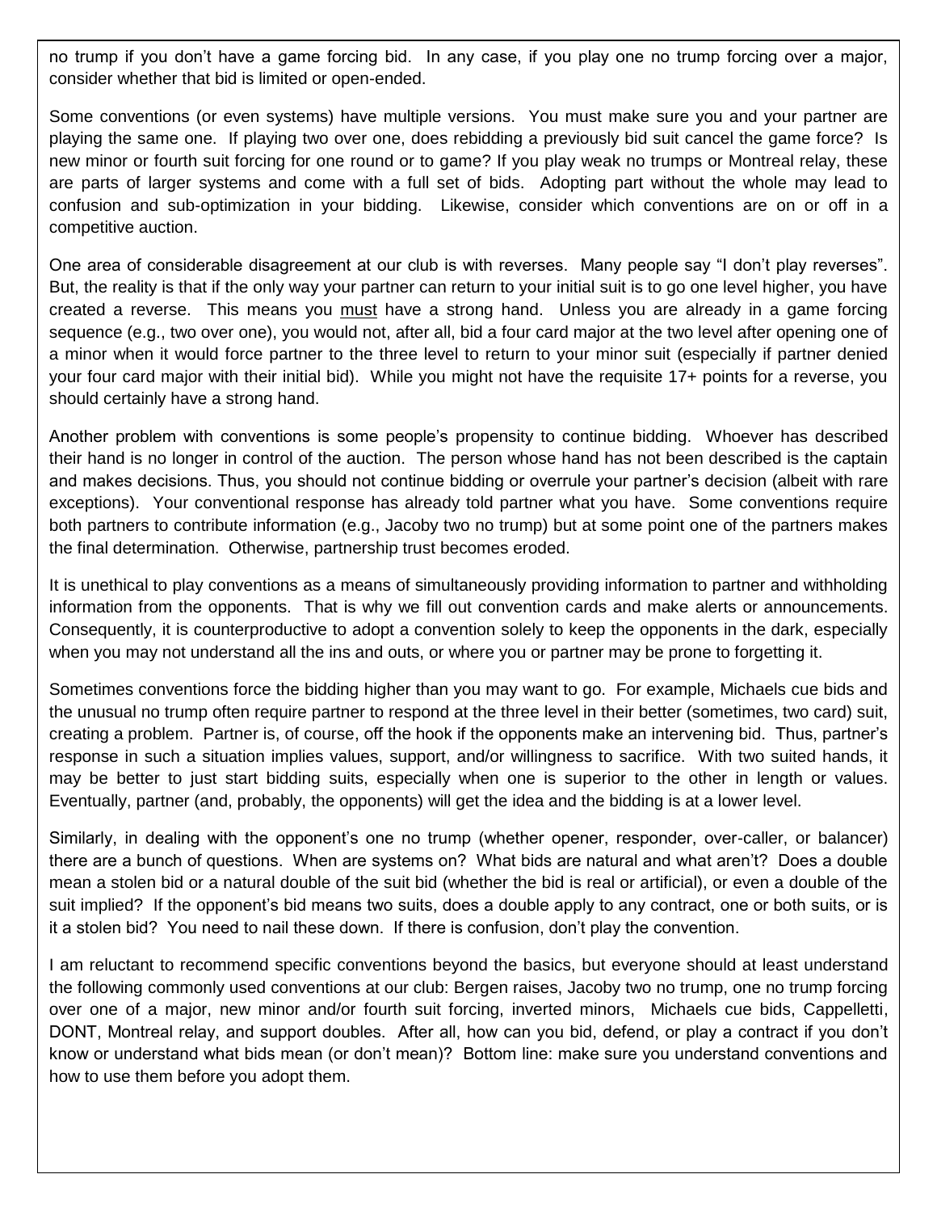no trump if you don't have a game forcing bid. In any case, if you play one no trump forcing over a major, consider whether that bid is limited or open-ended.

Some conventions (or even systems) have multiple versions. You must make sure you and your partner are playing the same one. If playing two over one, does rebidding a previously bid suit cancel the game force? Is new minor or fourth suit forcing for one round or to game? If you play weak no trumps or Montreal relay, these are parts of larger systems and come with a full set of bids. Adopting part without the whole may lead to confusion and sub-optimization in your bidding. Likewise, consider which conventions are on or off in a competitive auction.

One area of considerable disagreement at our club is with reverses. Many people say "I don't play reverses". But, the reality is that if the only way your partner can return to your initial suit is to go one level higher, you have created a reverse. This means you <u>must</u> have a strong hand. Unless you are already in a game forcing sequence (e.g., two over one), you would not, after all, bid a four card major at the two level after opening one of a minor when it would force partner to the three level to return to your minor suit (especially if partner denied your four card major with their initial bid). While you might not have the requisite 17+ points for a reverse, you should certainly have a strong hand.

Another problem with conventions is some people's propensity to continue bidding. Whoever has described their hand is no longer in control of the auction. The person whose hand has not been described is the captain and makes decisions. Thus, you should not continue bidding or overrule your partner's decision (albeit with rare exceptions). Your conventional response has already told partner what you have. Some conventions require both partners to contribute information (e.g., Jacoby two no trump) but at some point one of the partners makes the final determination. Otherwise, partnership trust becomes eroded.

It is unethical to play conventions as a means of simultaneously providing information to partner and withholding information from the opponents. That is why we fill out convention cards and make alerts or announcements. Consequently, it is counterproductive to adopt a convention solely to keep the opponents in the dark, especially when you may not understand all the ins and outs, or where you or partner may be prone to forgetting it.

Sometimes conventions force the bidding higher than you may want to go. For example, Michaels cue bids and the unusual no trump often require partner to respond at the three level in their better (sometimes, two card) suit, creating a problem. Partner is, of course, off the hook if the opponents make an intervening bid. Thus, partner's response in such a situation implies values, support, and/or willingness to sacrifice. With two suited hands, it may be better to just start bidding suits, especially when one is superior to the other in length or values. Eventually, partner (and, probably, the opponents) will get the idea and the bidding is at a lower level.

Similarly, in dealing with the opponent's one no trump (whether opener, responder, over-caller, or balancer) there are a bunch of questions. When are systems on? What bids are natural and what aren't? Does a double mean a stolen bid or a natural double of the suit bid (whether the bid is real or artificial), or even a double of the suit implied? If the opponent's bid means two suits, does a double apply to any contract, one or both suits, or is it a stolen bid? You need to nail these down. If there is confusion, don't play the convention.

I am reluctant to recommend specific conventions beyond the basics, but everyone should at least understand the following commonly used conventions at our club: Bergen raises, Jacoby two no trump, one no trump forcing over one of a major, new minor and/or fourth suit forcing, inverted minors, Michaels cue bids, Cappelletti, DONT, Montreal relay, and support doubles. After all, how can you bid, defend, or play a contract if you don't know or understand what bids mean (or don't mean)? Bottom line: make sure you understand conventions and how to use them before you adopt them.